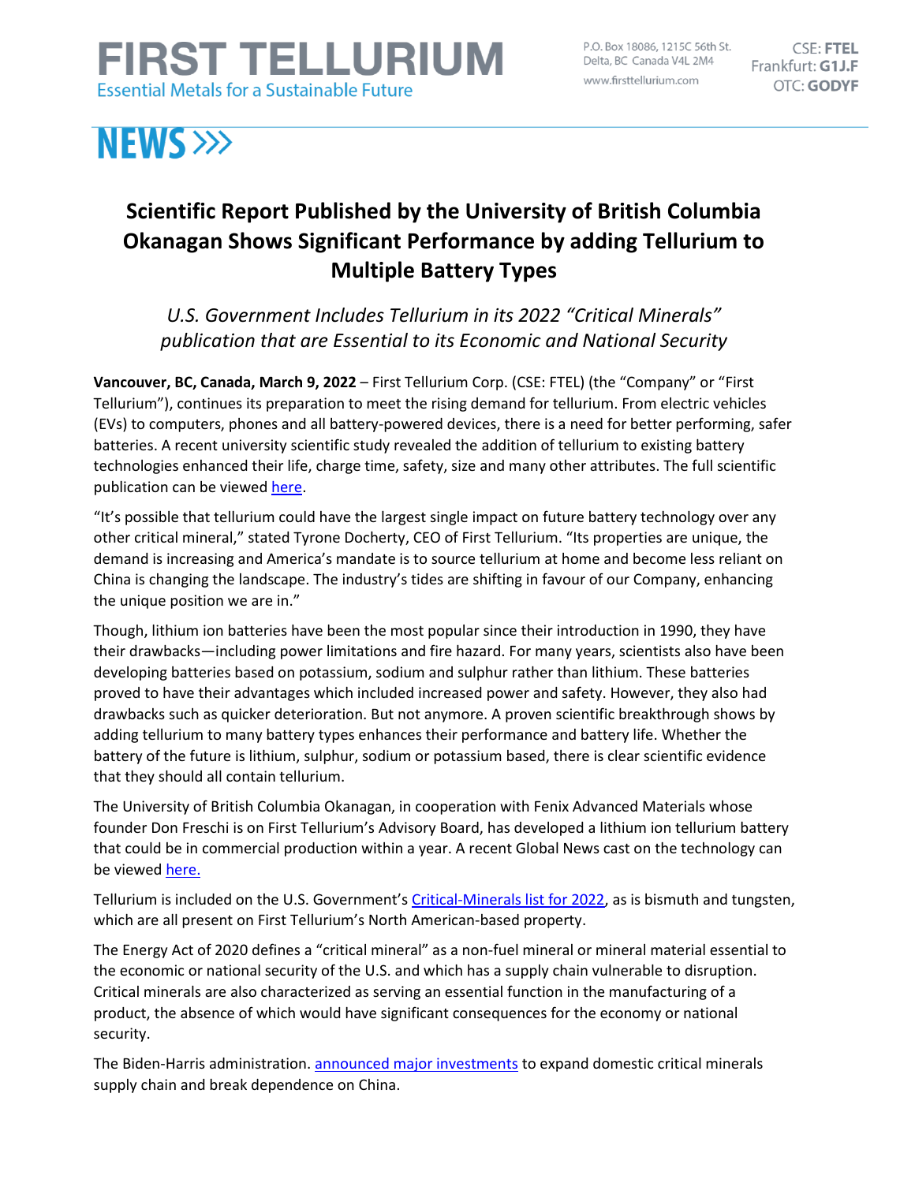# FIRST TELLURIUM

Essential Metals for a Sustainable Future

P.O. Box 18086, 1215C 56th St.
Delta, BC Canada V4L 2M4
www.firsttellurium.com

CSE: **FTEL**
Frankfurt: **G1J.F**
OTC: **GODYF**

# NEWS >>>

## Scientific Report Published by the University of British Columbia Okanagan Shows Significant Performance by adding Tellurium to Multiple Battery Types

*U.S. Government Includes Tellurium in its 2022 "Critical Minerals" publication that are Essential to its Economic and National Security*

**Vancouver, BC, Canada, March 9, 2022** – First Tellurium Corp. (CSE: FTEL) (the "Company" or "First Tellurium"), continues its preparation to meet the rising demand for tellurium. From electric vehicles (EVs) to computers, phones and all battery-powered devices, there is a need for better performing, safer batteries. A recent university scientific study revealed the addition of tellurium to existing battery technologies enhanced their life, charge time, safety, size and many other attributes. The full scientific publication can be viewed here.

"It's possible that tellurium could have the largest single impact on future battery technology over any other critical mineral," stated Tyrone Docherty, CEO of First Tellurium. "Its properties are unique, the demand is increasing and America's mandate is to source tellurium at home and become less reliant on China is changing the landscape. The industry's tides are shifting in favour of our Company, enhancing the unique position we are in."

Though, lithium ion batteries have been the most popular since their introduction in 1990, they have their drawbacks—including power limitations and fire hazard. For many years, scientists also have been developing batteries based on potassium, sodium and sulphur rather than lithium. These batteries proved to have their advantages which included increased power and safety. However, they also had drawbacks such as quicker deterioration. But not anymore. A proven scientific breakthrough shows by adding tellurium to many battery types enhances their performance and battery life. Whether the battery of the future is lithium, sulphur, sodium or potassium based, there is clear scientific evidence that they should all contain tellurium.

The University of British Columbia Okanagan, in cooperation with Fenix Advanced Materials whose founder Don Freschi is on First Tellurium's Advisory Board, has developed a lithium ion tellurium battery that could be in commercial production within a year. A recent Global News cast on the technology can be viewed here.

Tellurium is included on the U.S. Government's Critical-Minerals list for 2022, as is bismuth and tungsten, which are all present on First Tellurium's North American-based property.

The Energy Act of 2020 defines a "critical mineral" as a non-fuel mineral or mineral material essential to the economic or national security of the U.S. and which has a supply chain vulnerable to disruption. Critical minerals are also characterized as serving an essential function in the manufacturing of a product, the absence of which would have significant consequences for the economy or national security.

The Biden-Harris administration. announced major investments to expand domestic critical minerals supply chain and break dependence on China.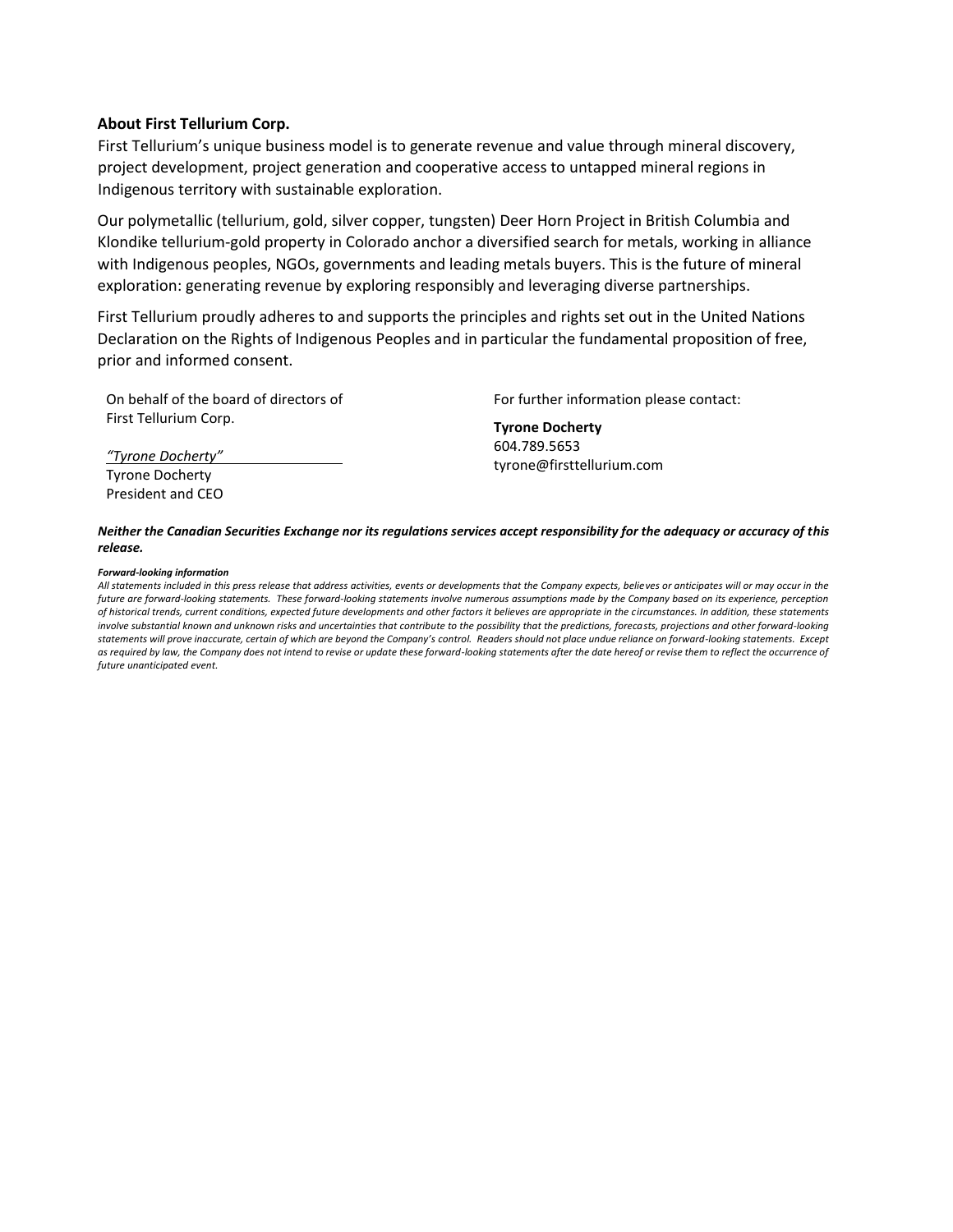**About First Tellurium Corp.**

First Tellurium's unique business model is to generate revenue and value through mineral discovery, project development, project generation and cooperative access to untapped mineral regions in Indigenous territory with sustainable exploration.

Our polymetallic (tellurium, gold, silver copper, tungsten) Deer Horn Project in British Columbia and Klondike tellurium-gold property in Colorado anchor a diversified search for metals, working in alliance with Indigenous peoples, NGOs, governments and leading metals buyers. This is the future of mineral exploration: generating revenue by exploring responsibly and leveraging diverse partnerships.

First Tellurium proudly adheres to and supports the principles and rights set out in the United Nations Declaration on the Rights of Indigenous Peoples and in particular the fundamental proposition of free, prior and informed consent.

On behalf of the board of directors of First Tellurium Corp.

*"Tyrone Docherty"*
Tyrone Docherty
President and CEO

For further information please contact:

**Tyrone Docherty**
604.789.5653
tyrone@firsttellurium.com

***Neither the Canadian Securities Exchange nor its regulations services accept responsibility for the adequacy or accuracy of this release.***

***Forward-looking information***

*All statements included in this press release that address activities, events or developments that the Company expects, believes or anticipates will or may occur in the future are forward-looking statements. These forward-looking statements involve numerous assumptions made by the Company based on its experience, perception of historical trends, current conditions, expected future developments and other factors it believes are appropriate in the circumstances. In addition, these statements involve substantial known and unknown risks and uncertainties that contribute to the possibility that the predictions, forecasts, projections and other forward-looking statements will prove inaccurate, certain of which are beyond the Company's control. Readers should not place undue reliance on forward-looking statements. Except as required by law, the Company does not intend to revise or update these forward-looking statements after the date hereof or revise them to reflect the occurrence of future unanticipated event.*